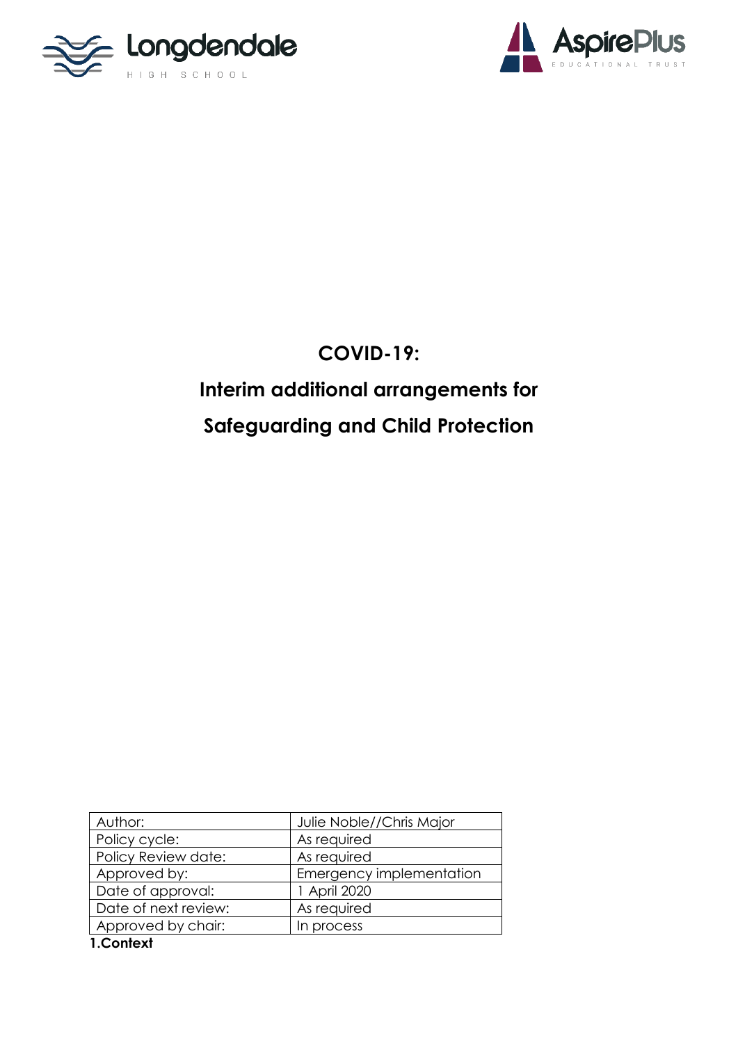Longdendale HIGH SCHOOL

AspirePlus EDUCATIONAL TRUST

# COVID-19:

# Interim additional arrangements for Safeguarding and Child Protection

| Author: | Julie Noble//Chris Major |
|---|---|
| Policy cycle: | As required |
| Policy Review date: | As required |
| Approved by: | Emergency implementation |
| Date of approval: | 1 April 2020 |
| Date of next review: | As required |
| Approved by chair: | In process |

## 1.Context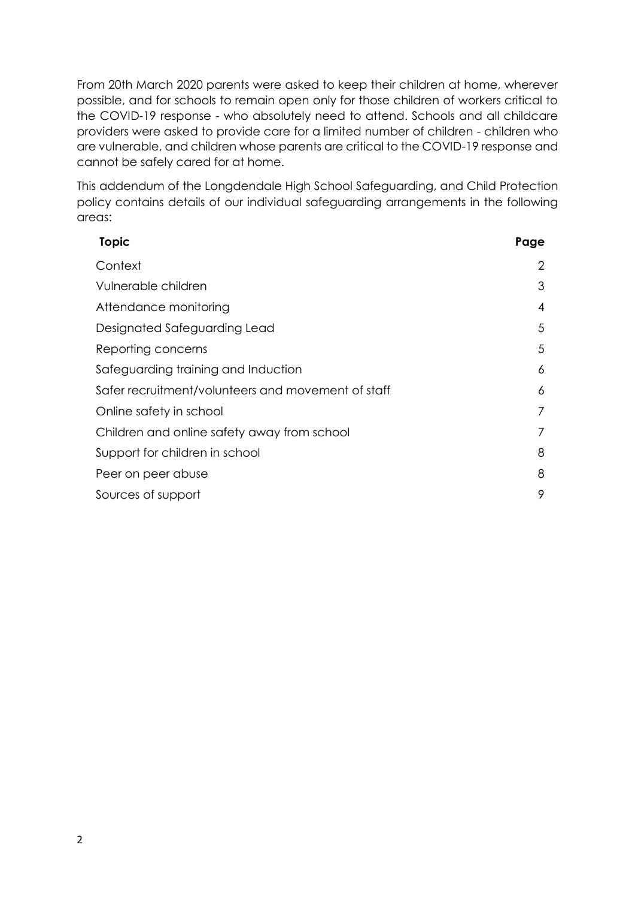From 20th March 2020 parents were asked to keep their children at home, wherever possible, and for schools to remain open only for those children of workers critical to the COVID-19 response - who absolutely need to attend. Schools and all childcare providers were asked to provide care for a limited number of children - children who are vulnerable, and children whose parents are critical to the COVID-19 response and cannot be safely cared for at home.

This addendum of the Longdendale High School Safeguarding, and Child Protection policy contains details of our individual safeguarding arrangements in the following areas:

| Topic | Page |
| --- | --- |
| Context | 2 |
| Vulnerable children | 3 |
| Attendance monitoring | 4 |
| Designated Safeguarding Lead | 5 |
| Reporting concerns | 5 |
| Safeguarding training and Induction | 6 |
| Safer recruitment/volunteers and movement of staff | 6 |
| Online safety in school | 7 |
| Children and online safety away from school | 7 |
| Support for children in school | 8 |
| Peer on peer abuse | 8 |
| Sources of support | 9 |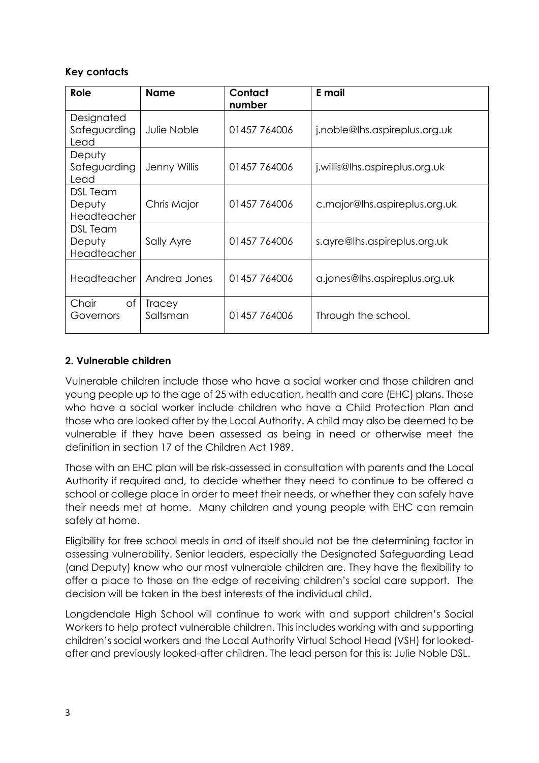**Key contacts**

| Role | Name | Contact number | E mail |
|---|---|---|---|
| Designated Safeguarding Lead | Julie Noble | 01457 764006 | j.noble@lhs.aspireplus.org.uk |
| Deputy Safeguarding Lead | Jenny Willis | 01457 764006 | j.willis@lhs.aspireplus.org.uk |
| DSL Team Deputy Headteacher | Chris Major | 01457 764006 | c.major@lhs.aspireplus.org.uk |
| DSL Team Deputy Headteacher | Sally Ayre | 01457 764006 | s.ayre@lhs.aspireplus.org.uk |
| Headteacher | Andrea Jones | 01457 764006 | a.jones@lhs.aspireplus.org.uk |
| Chair of Governors | Tracey Saltsman | 01457 764006 | Through the school. |

## 2. Vulnerable children

Vulnerable children include those who have a social worker and those children and young people up to the age of 25 with education, health and care (EHC) plans. Those who have a social worker include children who have a Child Protection Plan and those who are looked after by the Local Authority. A child may also be deemed to be vulnerable if they have been assessed as being in need or otherwise meet the definition in section 17 of the Children Act 1989.

Those with an EHC plan will be risk-assessed in consultation with parents and the Local Authority if required and, to decide whether they need to continue to be offered a school or college place in order to meet their needs, or whether they can safely have their needs met at home. Many children and young people with EHC can remain safely at home.

Eligibility for free school meals in and of itself should not be the determining factor in assessing vulnerability. Senior leaders, especially the Designated Safeguarding Lead (and Deputy) know who our most vulnerable children are. They have the flexibility to offer a place to those on the edge of receiving children's social care support. The decision will be taken in the best interests of the individual child.

Longdendale High School will continue to work with and support children's Social Workers to help protect vulnerable children. This includes working with and supporting children's social workers and the Local Authority Virtual School Head (VSH) for looked-after and previously looked-after children. The lead person for this is: Julie Noble DSL.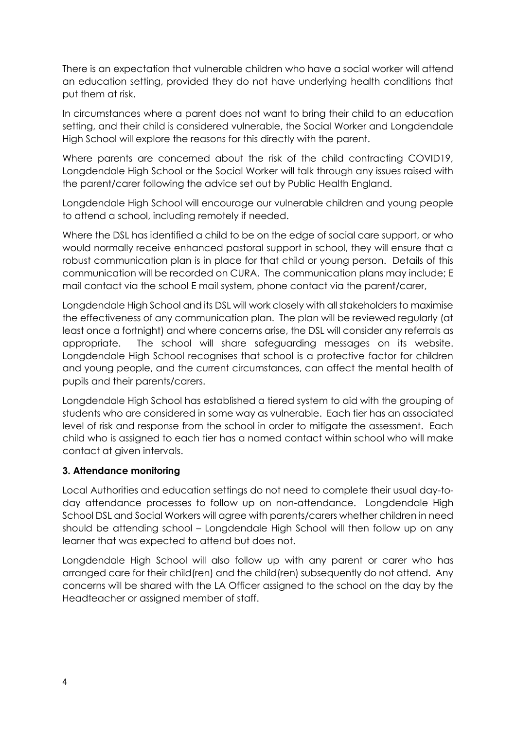There is an expectation that vulnerable children who have a social worker will attend an education setting, provided they do not have underlying health conditions that put them at risk.

In circumstances where a parent does not want to bring their child to an education setting, and their child is considered vulnerable, the Social Worker and Longdendale High School will explore the reasons for this directly with the parent.

Where parents are concerned about the risk of the child contracting COVID19, Longdendale High School or the Social Worker will talk through any issues raised with the parent/carer following the advice set out by Public Health England.

Longdendale High School will encourage our vulnerable children and young people to attend a school, including remotely if needed.

Where the DSL has identified a child to be on the edge of social care support, or who would normally receive enhanced pastoral support in school, they will ensure that a robust communication plan is in place for that child or young person. Details of this communication will be recorded on CURA. The communication plans may include; E mail contact via the school E mail system, phone contact via the parent/carer,

Longdendale High School and its DSL will work closely with all stakeholders to maximise the effectiveness of any communication plan. The plan will be reviewed regularly (at least once a fortnight) and where concerns arise, the DSL will consider any referrals as appropriate. The school will share safeguarding messages on its website. Longdendale High School recognises that school is a protective factor for children and young people, and the current circumstances, can affect the mental health of pupils and their parents/carers.

Longdendale High School has established a tiered system to aid with the grouping of students who are considered in some way as vulnerable. Each tier has an associated level of risk and response from the school in order to mitigate the assessment. Each child who is assigned to each tier has a named contact within school who will make contact at given intervals.

### 3. Attendance monitoring

Local Authorities and education settings do not need to complete their usual day-to-day attendance processes to follow up on non-attendance. Longdendale High School DSL and Social Workers will agree with parents/carers whether children in need should be attending school – Longdendale High School will then follow up on any learner that was expected to attend but does not.

Longdendale High School will also follow up with any parent or carer who has arranged care for their child(ren) and the child(ren) subsequently do not attend. Any concerns will be shared with the LA Officer assigned to the school on the day by the Headteacher or assigned member of staff.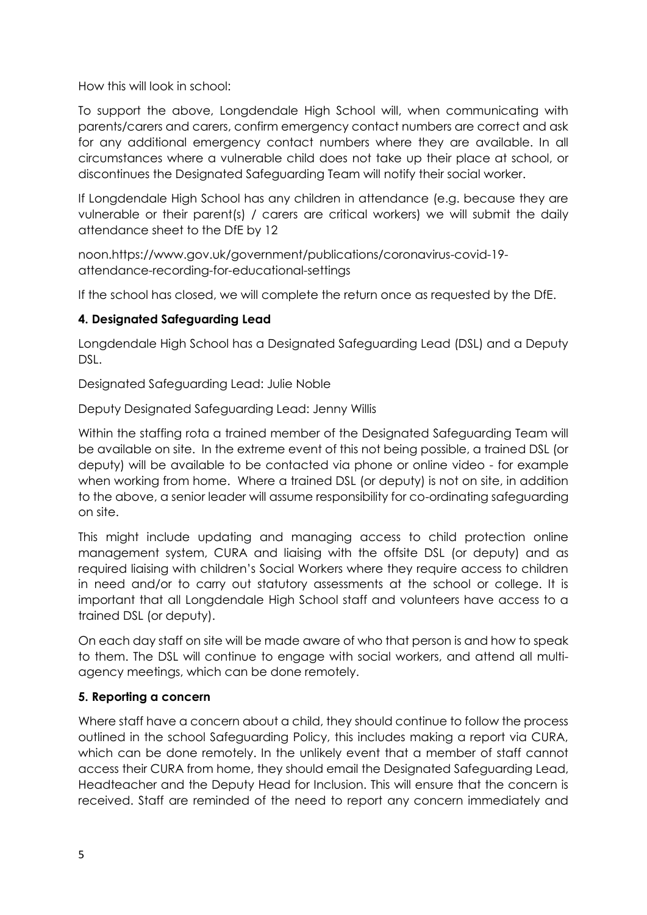How this will look in school:

To support the above, Longdendale High School will, when communicating with parents/carers and carers, confirm emergency contact numbers are correct and ask for any additional emergency contact numbers where they are available. In all circumstances where a vulnerable child does not take up their place at school, or discontinues the Designated Safeguarding Team will notify their social worker.

If Longdendale High School has any children in attendance (e.g. because they are vulnerable or their parent(s) / carers are critical workers) we will submit the daily attendance sheet to the DfE by 12

noon.https://www.gov.uk/government/publications/coronavirus-covid-19-attendance-recording-for-educational-settings

If the school has closed, we will complete the return once as requested by the DfE.

**4. Designated Safeguarding Lead**

Longdendale High School has a Designated Safeguarding Lead (DSL) and a Deputy DSL.

Designated Safeguarding Lead: Julie Noble

Deputy Designated Safeguarding Lead: Jenny Willis

Within the staffing rota a trained member of the Designated Safeguarding Team will be available on site. In the extreme event of this not being possible, a trained DSL (or deputy) will be available to be contacted via phone or online video - for example when working from home. Where a trained DSL (or deputy) is not on site, in addition to the above, a senior leader will assume responsibility for co-ordinating safeguarding on site.

This might include updating and managing access to child protection online management system, CURA and liaising with the offsite DSL (or deputy) and as required liaising with children's Social Workers where they require access to children in need and/or to carry out statutory assessments at the school or college. It is important that all Longdendale High School staff and volunteers have access to a trained DSL (or deputy).

On each day staff on site will be made aware of who that person is and how to speak to them. The DSL will continue to engage with social workers, and attend all multi-agency meetings, which can be done remotely.

**5. Reporting a concern**

Where staff have a concern about a child, they should continue to follow the process outlined in the school Safeguarding Policy, this includes making a report via CURA, which can be done remotely. In the unlikely event that a member of staff cannot access their CURA from home, they should email the Designated Safeguarding Lead, Headteacher and the Deputy Head for Inclusion. This will ensure that the concern is received. Staff are reminded of the need to report any concern immediately and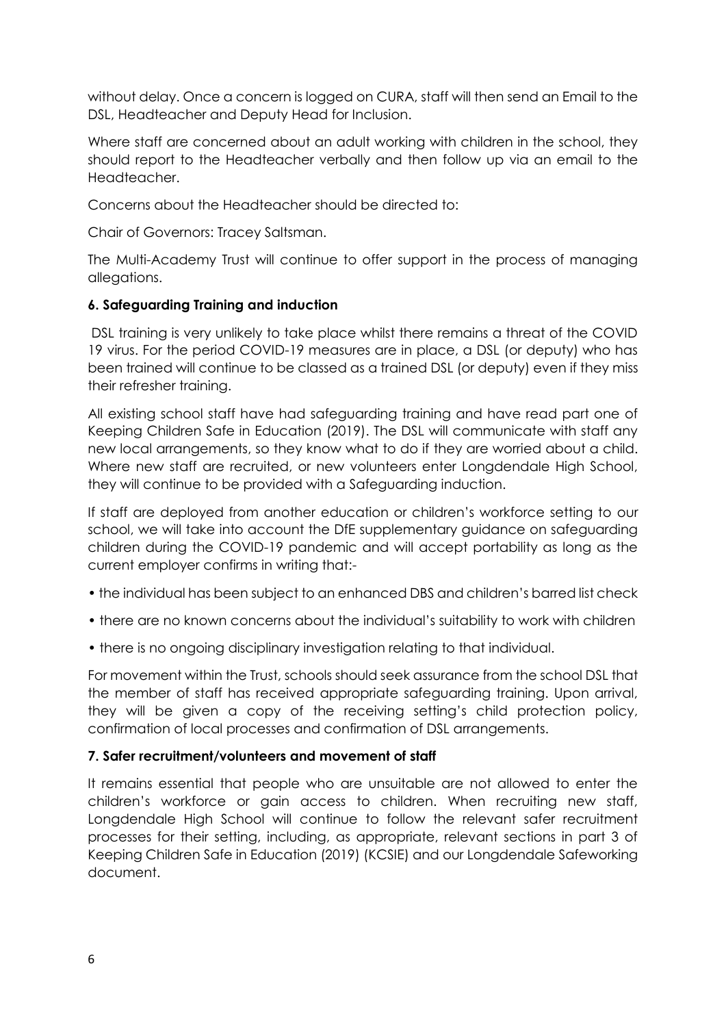without delay. Once a concern is logged on CURA, staff will then send an Email to the DSL, Headteacher and Deputy Head for Inclusion.

Where staff are concerned about an adult working with children in the school, they should report to the Headteacher verbally and then follow up via an email to the Headteacher.

Concerns about the Headteacher should be directed to:

Chair of Governors: Tracey Saltsman.

The Multi-Academy Trust will continue to offer support in the process of managing allegations.

### 6. Safeguarding Training and induction

DSL training is very unlikely to take place whilst there remains a threat of the COVID 19 virus. For the period COVID-19 measures are in place, a DSL (or deputy) who has been trained will continue to be classed as a trained DSL (or deputy) even if they miss their refresher training.

All existing school staff have had safeguarding training and have read part one of Keeping Children Safe in Education (2019). The DSL will communicate with staff any new local arrangements, so they know what to do if they are worried about a child. Where new staff are recruited, or new volunteers enter Longdendale High School, they will continue to be provided with a Safeguarding induction.

If staff are deployed from another education or children's workforce setting to our school, we will take into account the DfE supplementary guidance on safeguarding children during the COVID-19 pandemic and will accept portability as long as the current employer confirms in writing that:-

- the individual has been subject to an enhanced DBS and children's barred list check
- there are no known concerns about the individual's suitability to work with children
- there is no ongoing disciplinary investigation relating to that individual.

For movement within the Trust, schools should seek assurance from the school DSL that the member of staff has received appropriate safeguarding training. Upon arrival, they will be given a copy of the receiving setting's child protection policy, confirmation of local processes and confirmation of DSL arrangements.

### 7. Safer recruitment/volunteers and movement of staff

It remains essential that people who are unsuitable are not allowed to enter the children's workforce or gain access to children. When recruiting new staff, Longdendale High School will continue to follow the relevant safer recruitment processes for their setting, including, as appropriate, relevant sections in part 3 of Keeping Children Safe in Education (2019) (KCSIE) and our Longdendale Safeworking document.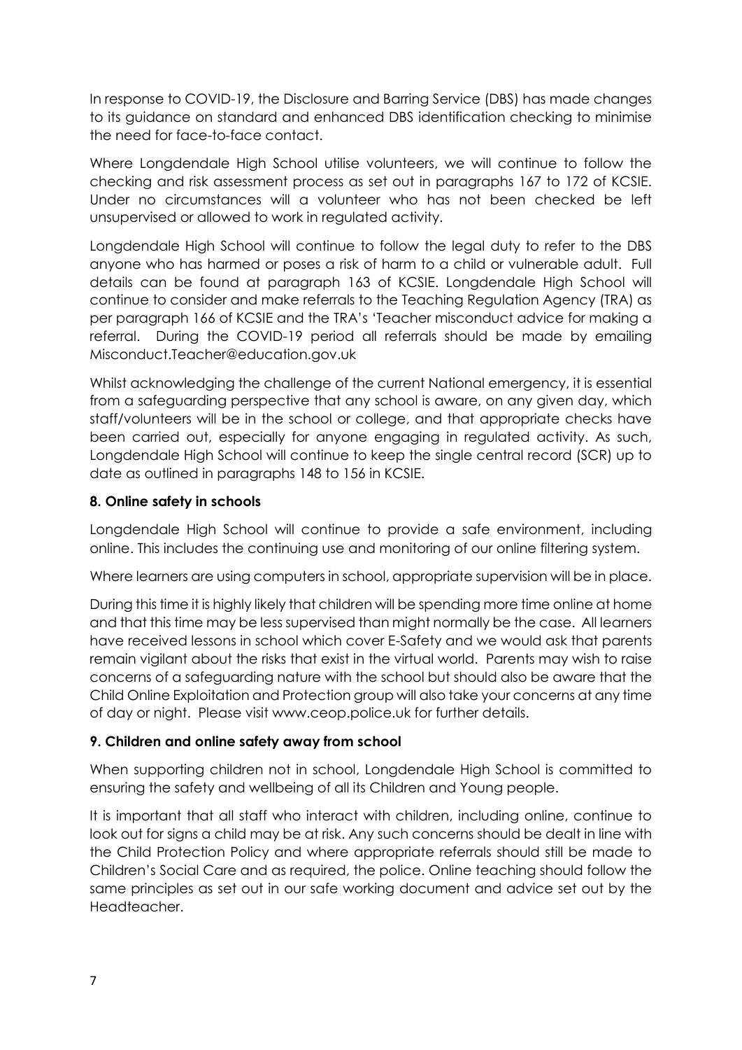In response to COVID-19, the Disclosure and Barring Service (DBS) has made changes to its guidance on standard and enhanced DBS identification checking to minimise the need for face-to-face contact.

Where Longdendale High School utilise volunteers, we will continue to follow the checking and risk assessment process as set out in paragraphs 167 to 172 of KCSIE. Under no circumstances will a volunteer who has not been checked be left unsupervised or allowed to work in regulated activity.

Longdendale High School will continue to follow the legal duty to refer to the DBS anyone who has harmed or poses a risk of harm to a child or vulnerable adult. Full details can be found at paragraph 163 of KCSIE. Longdendale High School will continue to consider and make referrals to the Teaching Regulation Agency (TRA) as per paragraph 166 of KCSIE and the TRA's 'Teacher misconduct advice for making a referral. During the COVID-19 period all referrals should be made by emailing Misconduct.Teacher@education.gov.uk

Whilst acknowledging the challenge of the current National emergency, it is essential from a safeguarding perspective that any school is aware, on any given day, which staff/volunteers will be in the school or college, and that appropriate checks have been carried out, especially for anyone engaging in regulated activity. As such, Longdendale High School will continue to keep the single central record (SCR) up to date as outlined in paragraphs 148 to 156 in KCSIE.

**8. Online safety in schools**

Longdendale High School will continue to provide a safe environment, including online. This includes the continuing use and monitoring of our online filtering system.

Where learners are using computers in school, appropriate supervision will be in place.

During this time it is highly likely that children will be spending more time online at home and that this time may be less supervised than might normally be the case. All learners have received lessons in school which cover E-Safety and we would ask that parents remain vigilant about the risks that exist in the virtual world. Parents may wish to raise concerns of a safeguarding nature with the school but should also be aware that the Child Online Exploitation and Protection group will also take your concerns at any time of day or night. Please visit www.ceop.police.uk for further details.

**9. Children and online safety away from school**

When supporting children not in school, Longdendale High School is committed to ensuring the safety and wellbeing of all its Children and Young people.

It is important that all staff who interact with children, including online, continue to look out for signs a child may be at risk. Any such concerns should be dealt in line with the Child Protection Policy and where appropriate referrals should still be made to Children's Social Care and as required, the police. Online teaching should follow the same principles as set out in our safe working document and advice set out by the Headteacher.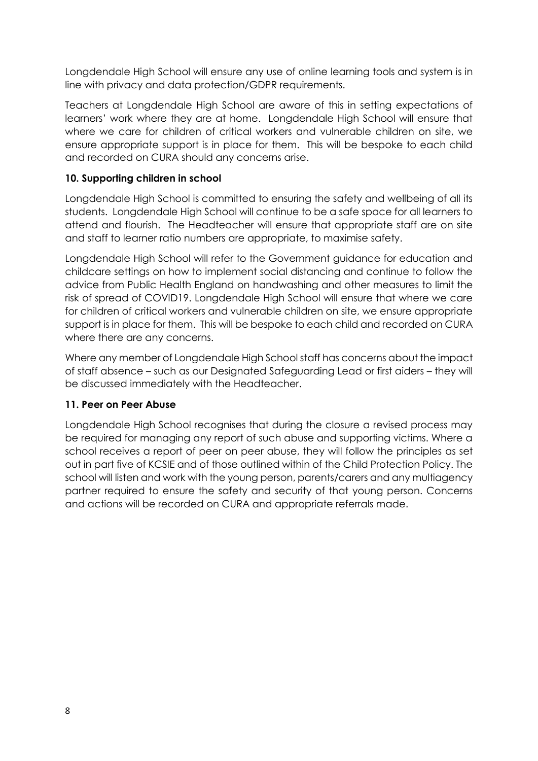Longdendale High School will ensure any use of online learning tools and system is in line with privacy and data protection/GDPR requirements.

Teachers at Longdendale High School are aware of this in setting expectations of learners' work where they are at home. Longdendale High School will ensure that where we care for children of critical workers and vulnerable children on site, we ensure appropriate support is in place for them. This will be bespoke to each child and recorded on CURA should any concerns arise.

### 10. Supporting children in school

Longdendale High School is committed to ensuring the safety and wellbeing of all its students. Longdendale High School will continue to be a safe space for all learners to attend and flourish. The Headteacher will ensure that appropriate staff are on site and staff to learner ratio numbers are appropriate, to maximise safety.

Longdendale High School will refer to the Government guidance for education and childcare settings on how to implement social distancing and continue to follow the advice from Public Health England on handwashing and other measures to limit the risk of spread of COVID19. Longdendale High School will ensure that where we care for children of critical workers and vulnerable children on site, we ensure appropriate support is in place for them. This will be bespoke to each child and recorded on CURA where there are any concerns.

Where any member of Longdendale High School staff has concerns about the impact of staff absence – such as our Designated Safeguarding Lead or first aiders – they will be discussed immediately with the Headteacher.

### 11. Peer on Peer Abuse

Longdendale High School recognises that during the closure a revised process may be required for managing any report of such abuse and supporting victims. Where a school receives a report of peer on peer abuse, they will follow the principles as set out in part five of KCSIE and of those outlined within of the Child Protection Policy. The school will listen and work with the young person, parents/carers and any multiagency partner required to ensure the safety and security of that young person. Concerns and actions will be recorded on CURA and appropriate referrals made.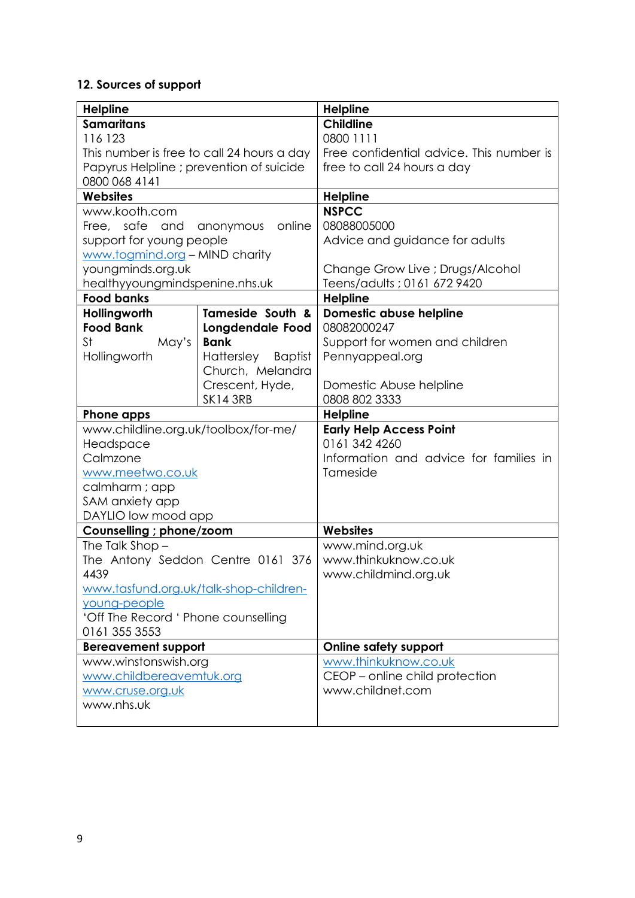## 12. Sources of support

| | | |
|---|---|---|
| **Helpline** | | **Helpline** |
| **Samaritans**<br>116 123<br>This number is free to call 24 hours a day<br>Papyrus Helpline ; prevention of suicide<br>0800 068 4141 | | **Childline**<br>0800 1111<br>Free confidential advice. This number is free to call 24 hours a day |
| **Websites** | | **Helpline** |
| www.kooth.com<br>Free, safe and anonymous online support for young people<br>www.togmind.org – MIND charity<br>youngminds.org.uk<br>healthyyoungmindspenine.nhs.uk | | **NSPCC**<br>08088005000<br>Advice and guidance for adults<br><br>Change Grow Live ; Drugs/Alcohol<br>Teens/adults ; 0161 672 9420 |
| **Food banks** | | **Helpline** |
| **Hollingworth Food Bank**<br>St May's Hollingworth | **Tameside South & Longdendale Food Bank**<br>Hattersley Baptist Church, Melandra Crescent, Hyde, SK14 3RB | **Domestic abuse helpline**<br>08082000247<br>Support for women and children<br>Pennyappeal.org<br><br>Domestic Abuse helpline<br>0808 802 3333 |
| **Phone apps** | | **Helpline** |
| www.childline.org.uk/toolbox/for-me/<br>Headspace<br>Calmzone<br>www.meetwo.co.uk<br>calmharm ; app<br>SAM anxiety app<br>DAYLIO low mood app | | **Early Help Access Point**<br>0161 342 4260<br>Information and advice for families in Tameside |
| **Counselling ; phone/zoom** | | **Websites** |
| The Talk Shop –<br>The Antony Seddon Centre 0161 376 4439<br>www.tasfund.org.uk/talk-shop-children-young-people<br>'Off The Record ' Phone counselling<br>0161 355 3553 | | www.mind.org.uk<br>www.thinkuknow.co.uk<br>www.childmind.org.uk |
| **Bereavement support** | | **Online safety support** |
| www.winstonswish.org<br>www.childbereavemtuk.org<br>www.cruse.org.uk<br>www.nhs.uk | | www.thinkuknow.co.uk<br>CEOP – online child protection<br>www.childnet.com |